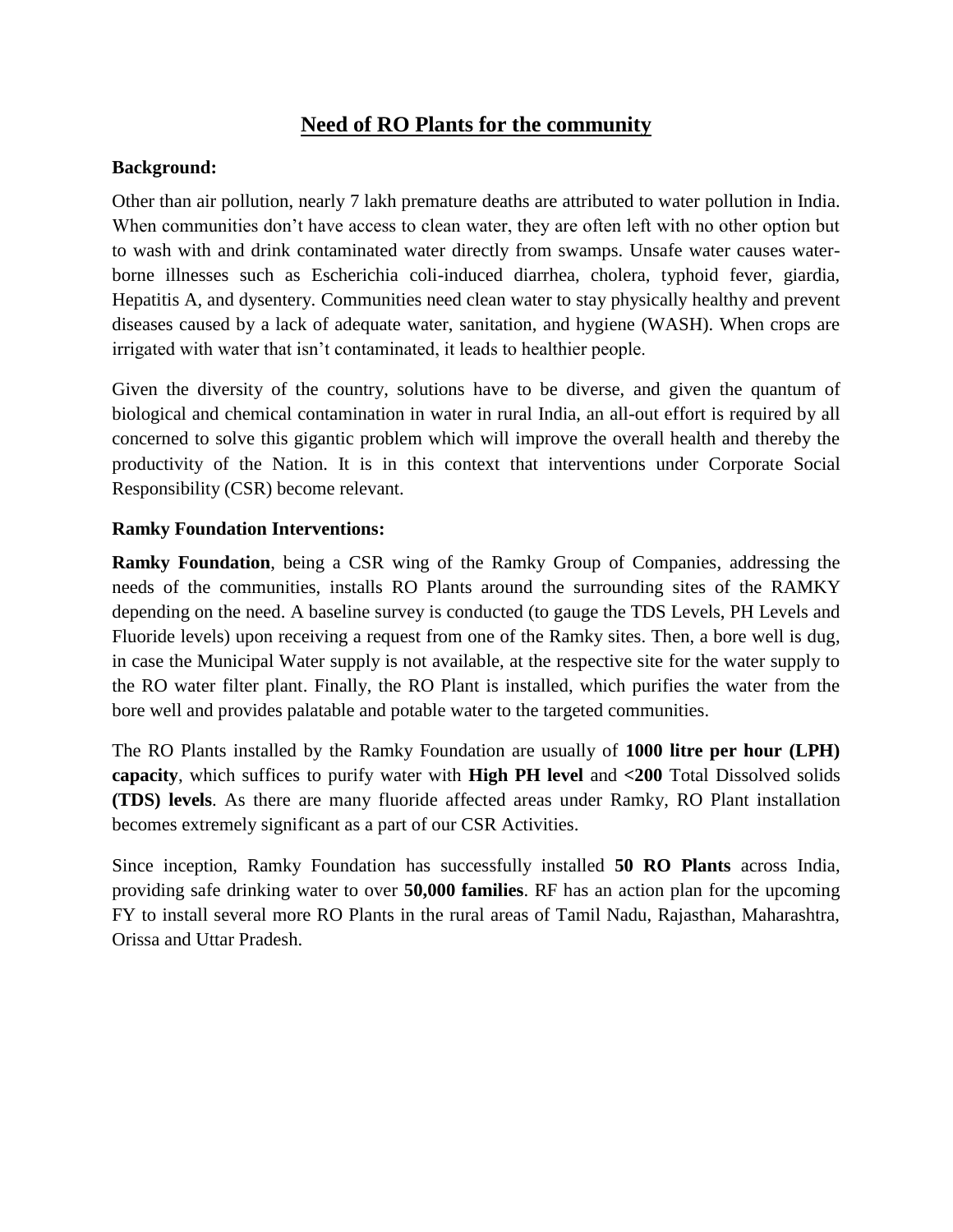# Need of RO Plants for the community

**Background:**

Other than air pollution, nearly 7 lakh premature deaths are attributed to water pollution in India. When communities don't have access to clean water, they are often left with no other option but to wash with and drink contaminated water directly from swamps. Unsafe water causes water-borne illnesses such as Escherichia coli-induced diarrhea, cholera, typhoid fever, giardia, Hepatitis A, and dysentery. Communities need clean water to stay physically healthy and prevent diseases caused by a lack of adequate water, sanitation, and hygiene (WASH). When crops are irrigated with water that isn't contaminated, it leads to healthier people.

Given the diversity of the country, solutions have to be diverse, and given the quantum of biological and chemical contamination in water in rural India, an all-out effort is required by all concerned to solve this gigantic problem which will improve the overall health and thereby the productivity of the Nation. It is in this context that interventions under Corporate Social Responsibility (CSR) become relevant.

**Ramky Foundation Interventions:**

**Ramky Foundation**, being a CSR wing of the Ramky Group of Companies, addressing the needs of the communities, installs RO Plants around the surrounding sites of the RAMKY depending on the need. A baseline survey is conducted (to gauge the TDS Levels, PH Levels and Fluoride levels) upon receiving a request from one of the Ramky sites. Then, a bore well is dug, in case the Municipal Water supply is not available, at the respective site for the water supply to the RO water filter plant. Finally, the RO Plant is installed, which purifies the water from the bore well and provides palatable and potable water to the targeted communities.

The RO Plants installed by the Ramky Foundation are usually of **1000 litre per hour (LPH) capacity**, which suffices to purify water with **High PH level** and **<200** Total Dissolved solids **(TDS) levels**. As there are many fluoride affected areas under Ramky, RO Plant installation becomes extremely significant as a part of our CSR Activities.

Since inception, Ramky Foundation has successfully installed **50 RO Plants** across India, providing safe drinking water to over **50,000 families**. RF has an action plan for the upcoming FY to install several more RO Plants in the rural areas of Tamil Nadu, Rajasthan, Maharashtra, Orissa and Uttar Pradesh.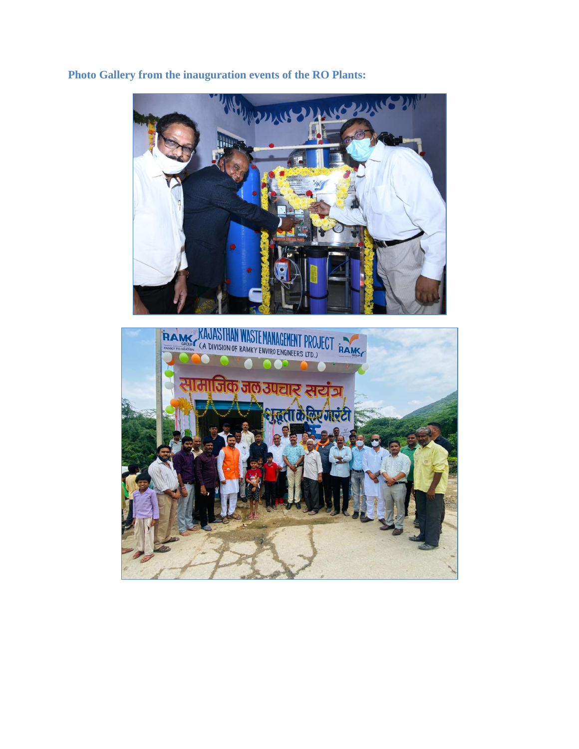**Photo Gallery from the inauguration events of the RO Plants:**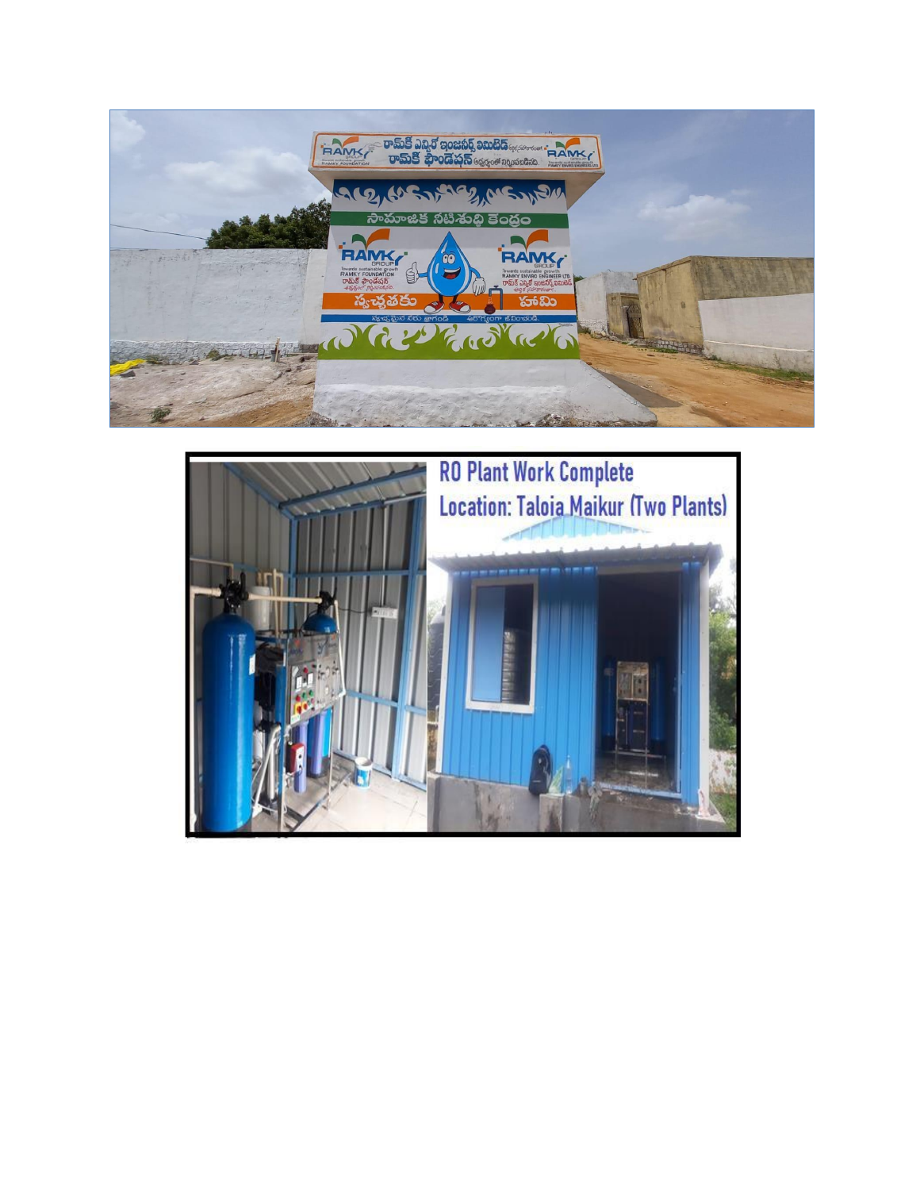RO Plant Work Complete

Location: Taloia Maikur (Two Plants)